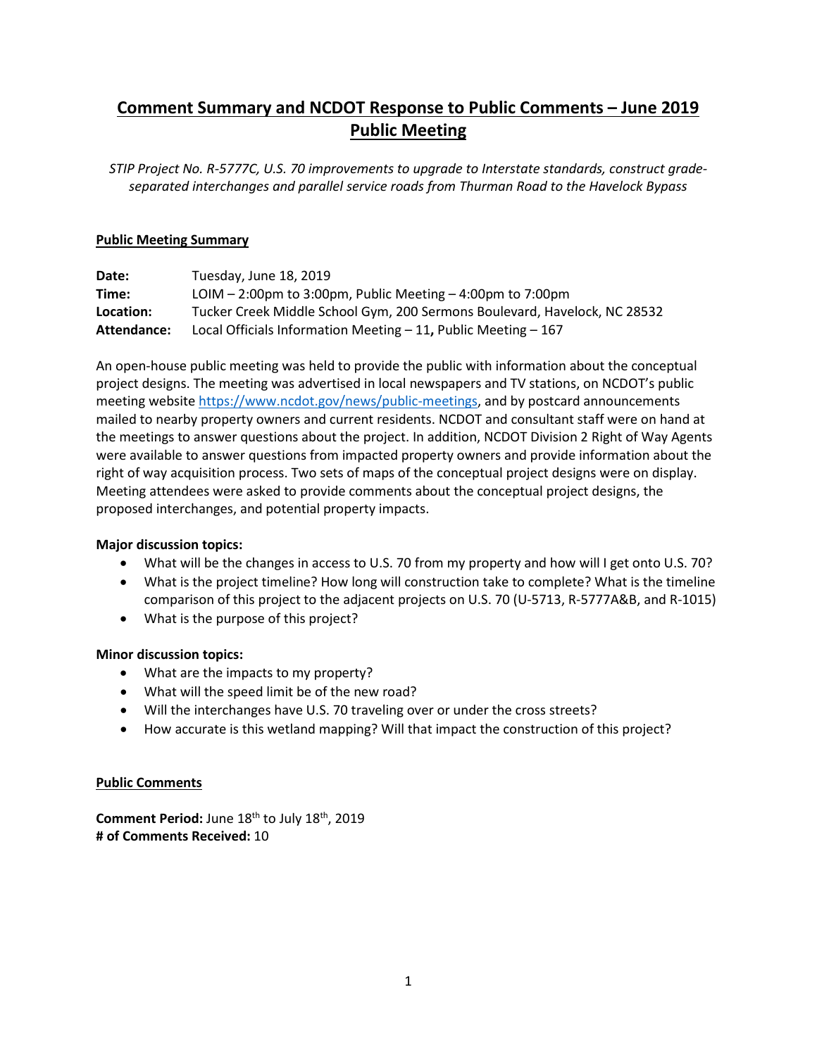# Comment Summary and NCDOT Response to Public Comments – June 2019 Public Meeting

*STIP Project No. R-5777C, U.S. 70 improvements to upgrade to Interstate standards, construct grade-separated interchanges and parallel service roads from Thurman Road to the Havelock Bypass*

## Public Meeting Summary

**Date:** Tuesday, June 18, 2019
**Time:** LOIM – 2:00pm to 3:00pm, Public Meeting – 4:00pm to 7:00pm
**Location:** Tucker Creek Middle School Gym, 200 Sermons Boulevard, Havelock, NC 28532
**Attendance:** Local Officials Information Meeting – 11**,** Public Meeting – 167

An open-house public meeting was held to provide the public with information about the conceptual project designs. The meeting was advertised in local newspapers and TV stations, on NCDOT's public meeting website https://www.ncdot.gov/news/public-meetings, and by postcard announcements mailed to nearby property owners and current residents. NCDOT and consultant staff were on hand at the meetings to answer questions about the project. In addition, NCDOT Division 2 Right of Way Agents were available to answer questions from impacted property owners and provide information about the right of way acquisition process. Two sets of maps of the conceptual project designs were on display. Meeting attendees were asked to provide comments about the conceptual project designs, the proposed interchanges, and potential property impacts.

**Major discussion topics:**

- What will be the changes in access to U.S. 70 from my property and how will I get onto U.S. 70?
- What is the project timeline? How long will construction take to complete? What is the timeline comparison of this project to the adjacent projects on U.S. 70 (U-5713, R-5777A&B, and R-1015)
- What is the purpose of this project?

**Minor discussion topics:**

- What are the impacts to my property?
- What will the speed limit be of the new road?
- Will the interchanges have U.S. 70 traveling over or under the cross streets?
- How accurate is this wetland mapping? Will that impact the construction of this project?

## Public Comments

**Comment Period:** June 18th to July 18th, 2019
**# of Comments Received:** 10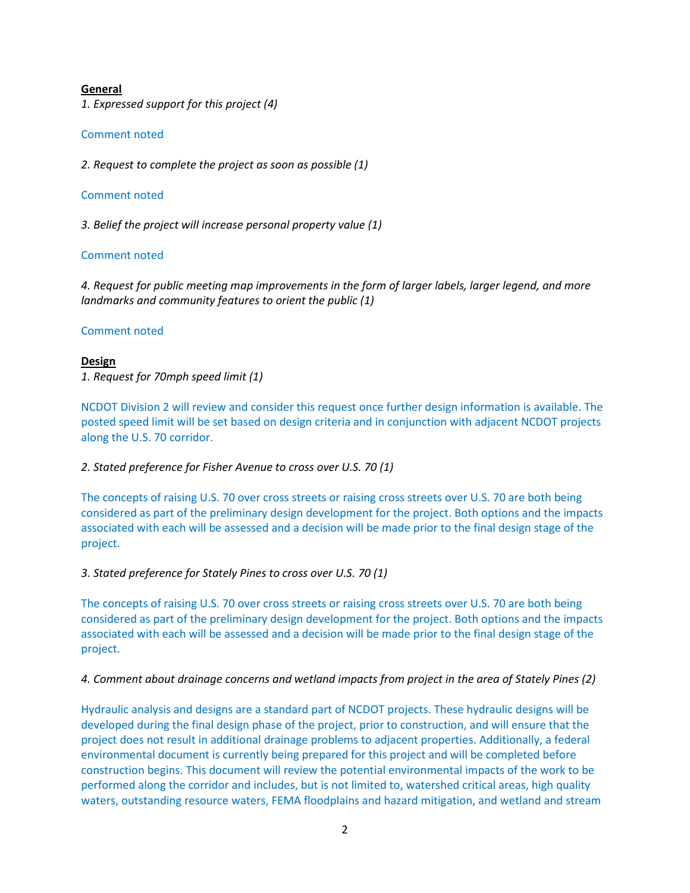**General**

*1. Expressed support for this project (4)*

Comment noted

*2. Request to complete the project as soon as possible (1)*

Comment noted

*3. Belief the project will increase personal property value (1)*

Comment noted

*4. Request for public meeting map improvements in the form of larger labels, larger legend, and more landmarks and community features to orient the public (1)*

Comment noted

**Design**

*1. Request for 70mph speed limit (1)*

NCDOT Division 2 will review and consider this request once further design information is available. The posted speed limit will be set based on design criteria and in conjunction with adjacent NCDOT projects along the U.S. 70 corridor.

*2. Stated preference for Fisher Avenue to cross over U.S. 70 (1)*

The concepts of raising U.S. 70 over cross streets or raising cross streets over U.S. 70 are both being considered as part of the preliminary design development for the project. Both options and the impacts associated with each will be assessed and a decision will be made prior to the final design stage of the project.

*3. Stated preference for Stately Pines to cross over U.S. 70 (1)*

The concepts of raising U.S. 70 over cross streets or raising cross streets over U.S. 70 are both being considered as part of the preliminary design development for the project. Both options and the impacts associated with each will be assessed and a decision will be made prior to the final design stage of the project.

*4. Comment about drainage concerns and wetland impacts from project in the area of Stately Pines (2)*

Hydraulic analysis and designs are a standard part of NCDOT projects. These hydraulic designs will be developed during the final design phase of the project, prior to construction, and will ensure that the project does not result in additional drainage problems to adjacent properties. Additionally, a federal environmental document is currently being prepared for this project and will be completed before construction begins. This document will review the potential environmental impacts of the work to be performed along the corridor and includes, but is not limited to, watershed critical areas, high quality waters, outstanding resource waters, FEMA floodplains and hazard mitigation, and wetland and stream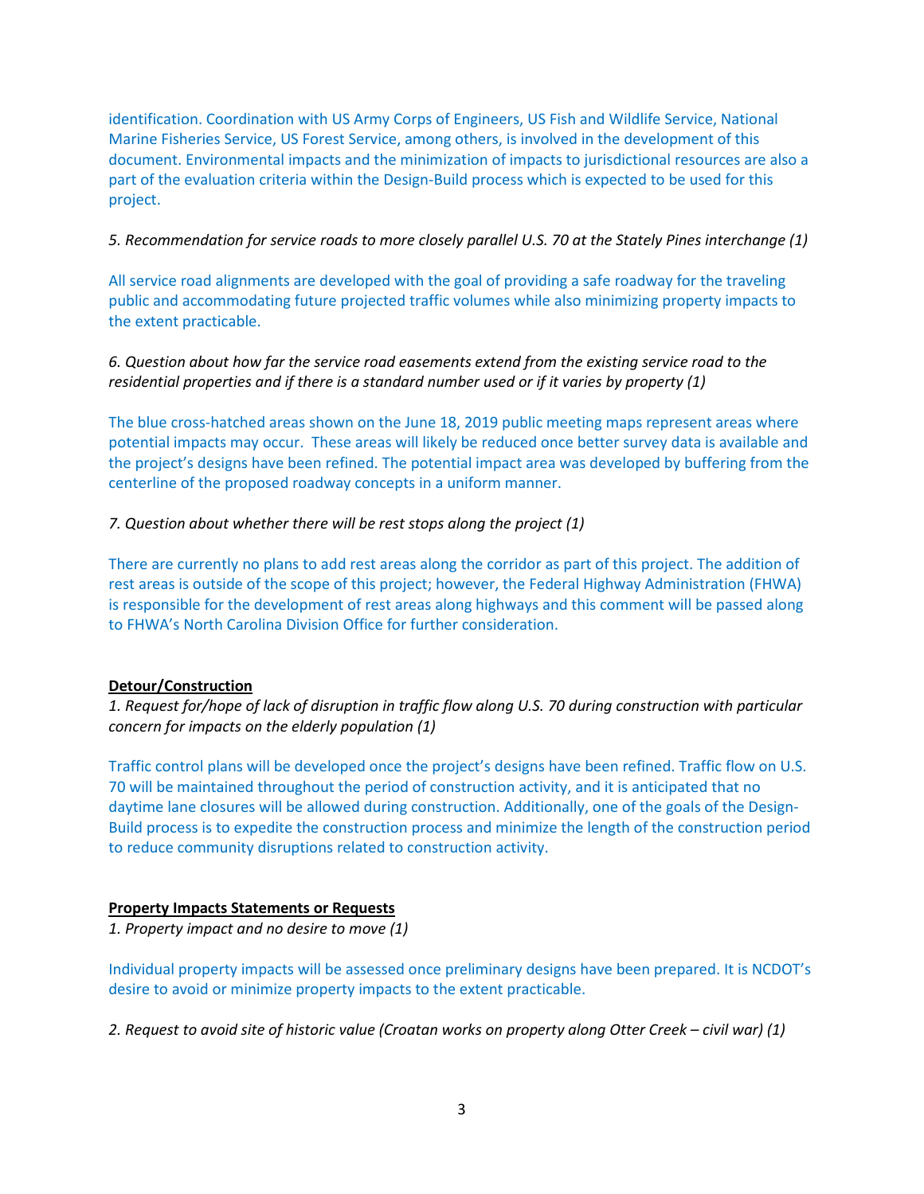identification. Coordination with US Army Corps of Engineers, US Fish and Wildlife Service, National Marine Fisheries Service, US Forest Service, among others, is involved in the development of this document. Environmental impacts and the minimization of impacts to jurisdictional resources are also a part of the evaluation criteria within the Design-Build process which is expected to be used for this project.

*5. Recommendation for service roads to more closely parallel U.S. 70 at the Stately Pines interchange (1)*

All service road alignments are developed with the goal of providing a safe roadway for the traveling public and accommodating future projected traffic volumes while also minimizing property impacts to the extent practicable.

*6. Question about how far the service road easements extend from the existing service road to the residential properties and if there is a standard number used or if it varies by property (1)*

The blue cross-hatched areas shown on the June 18, 2019 public meeting maps represent areas where potential impacts may occur. These areas will likely be reduced once better survey data is available and the project's designs have been refined. The potential impact area was developed by buffering from the centerline of the proposed roadway concepts in a uniform manner.

*7. Question about whether there will be rest stops along the project (1)*

There are currently no plans to add rest areas along the corridor as part of this project. The addition of rest areas is outside of the scope of this project; however, the Federal Highway Administration (FHWA) is responsible for the development of rest areas along highways and this comment will be passed along to FHWA's North Carolina Division Office for further consideration.

**Detour/Construction**

*1. Request for/hope of lack of disruption in traffic flow along U.S. 70 during construction with particular concern for impacts on the elderly population (1)*

Traffic control plans will be developed once the project's designs have been refined. Traffic flow on U.S. 70 will be maintained throughout the period of construction activity, and it is anticipated that no daytime lane closures will be allowed during construction. Additionally, one of the goals of the Design-Build process is to expedite the construction process and minimize the length of the construction period to reduce community disruptions related to construction activity.

**Property Impacts Statements or Requests**

*1. Property impact and no desire to move (1)*

Individual property impacts will be assessed once preliminary designs have been prepared. It is NCDOT's desire to avoid or minimize property impacts to the extent practicable.

*2. Request to avoid site of historic value (Croatan works on property along Otter Creek – civil war) (1)*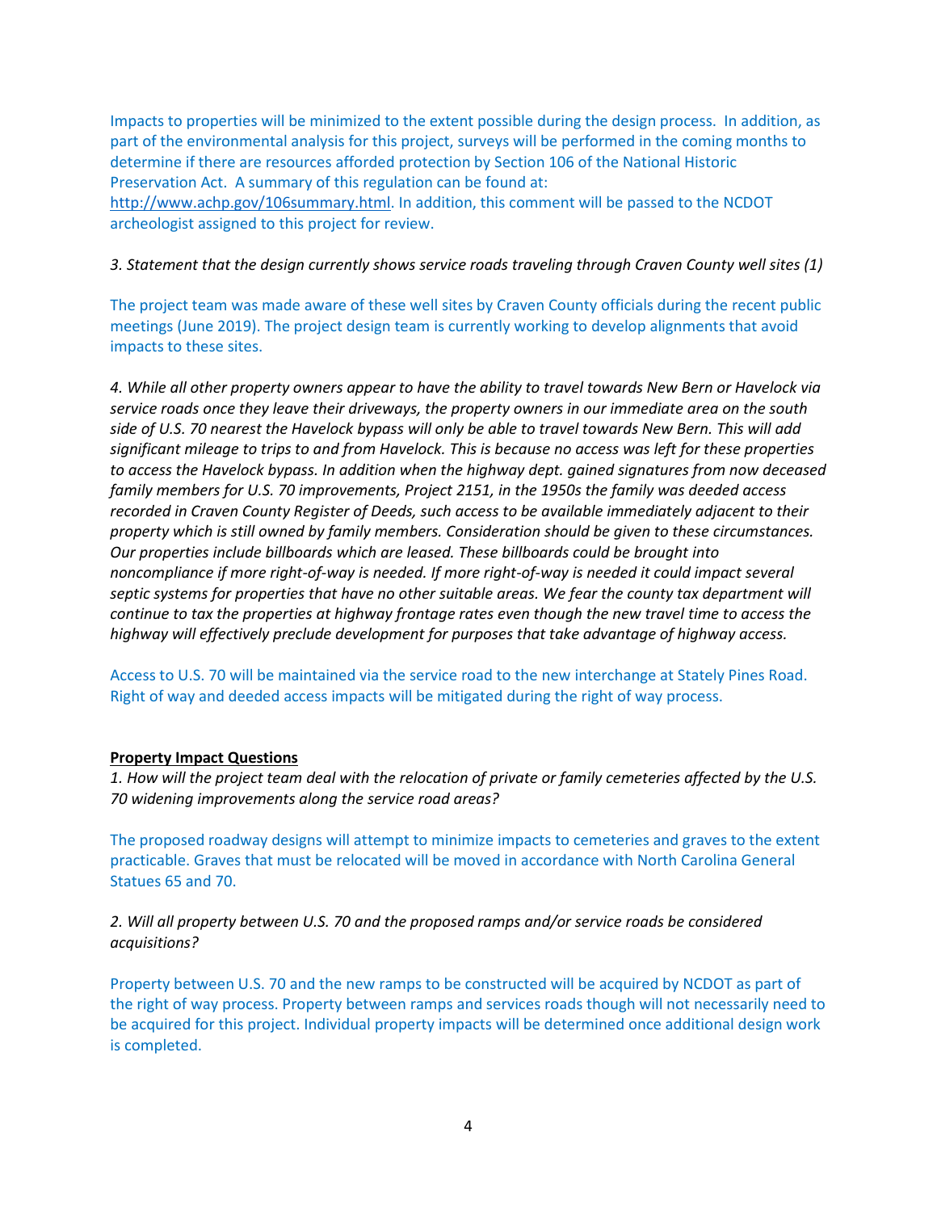Impacts to properties will be minimized to the extent possible during the design process. In addition, as part of the environmental analysis for this project, surveys will be performed in the coming months to determine if there are resources afforded protection by Section 106 of the National Historic Preservation Act. A summary of this regulation can be found at: http://www.achp.gov/106summary.html. In addition, this comment will be passed to the NCDOT archeologist assigned to this project for review.

*3. Statement that the design currently shows service roads traveling through Craven County well sites (1)*

The project team was made aware of these well sites by Craven County officials during the recent public meetings (June 2019). The project design team is currently working to develop alignments that avoid impacts to these sites.

*4. While all other property owners appear to have the ability to travel towards New Bern or Havelock via service roads once they leave their driveways, the property owners in our immediate area on the south side of U.S. 70 nearest the Havelock bypass will only be able to travel towards New Bern. This will add significant mileage to trips to and from Havelock. This is because no access was left for these properties to access the Havelock bypass. In addition when the highway dept. gained signatures from now deceased family members for U.S. 70 improvements, Project 2151, in the 1950s the family was deeded access recorded in Craven County Register of Deeds, such access to be available immediately adjacent to their property which is still owned by family members. Consideration should be given to these circumstances. Our properties include billboards which are leased. These billboards could be brought into noncompliance if more right-of-way is needed. If more right-of-way is needed it could impact several septic systems for properties that have no other suitable areas. We fear the county tax department will continue to tax the properties at highway frontage rates even though the new travel time to access the highway will effectively preclude development for purposes that take advantage of highway access.*

Access to U.S. 70 will be maintained via the service road to the new interchange at Stately Pines Road. Right of way and deeded access impacts will be mitigated during the right of way process.

**Property Impact Questions**

*1. How will the project team deal with the relocation of private or family cemeteries affected by the U.S. 70 widening improvements along the service road areas?*

The proposed roadway designs will attempt to minimize impacts to cemeteries and graves to the extent practicable. Graves that must be relocated will be moved in accordance with North Carolina General Statues 65 and 70.

*2. Will all property between U.S. 70 and the proposed ramps and/or service roads be considered acquisitions?*

Property between U.S. 70 and the new ramps to be constructed will be acquired by NCDOT as part of the right of way process. Property between ramps and services roads though will not necessarily need to be acquired for this project. Individual property impacts will be determined once additional design work is completed.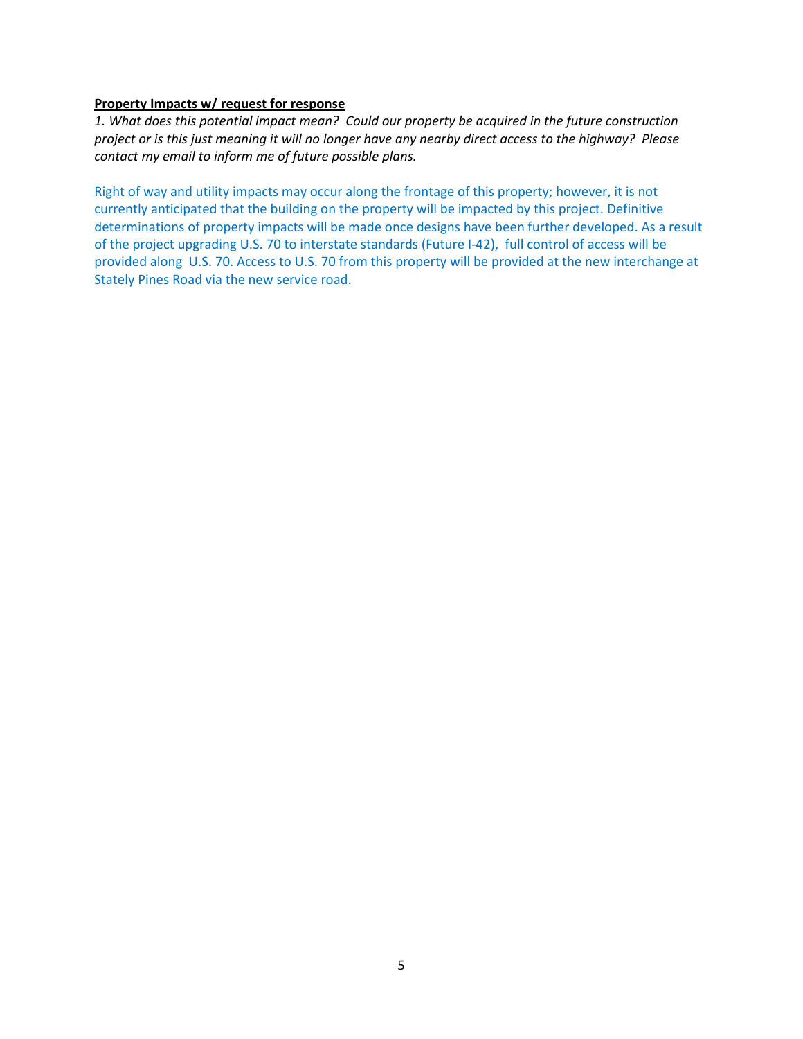**Property Impacts w/ request for response**

*1. What does this potential impact mean? Could our property be acquired in the future construction project or is this just meaning it will no longer have any nearby direct access to the highway? Please contact my email to inform me of future possible plans.*

Right of way and utility impacts may occur along the frontage of this property; however, it is not currently anticipated that the building on the property will be impacted by this project. Definitive determinations of property impacts will be made once designs have been further developed. As a result of the project upgrading U.S. 70 to interstate standards (Future I-42), full control of access will be provided along U.S. 70. Access to U.S. 70 from this property will be provided at the new interchange at Stately Pines Road via the new service road.